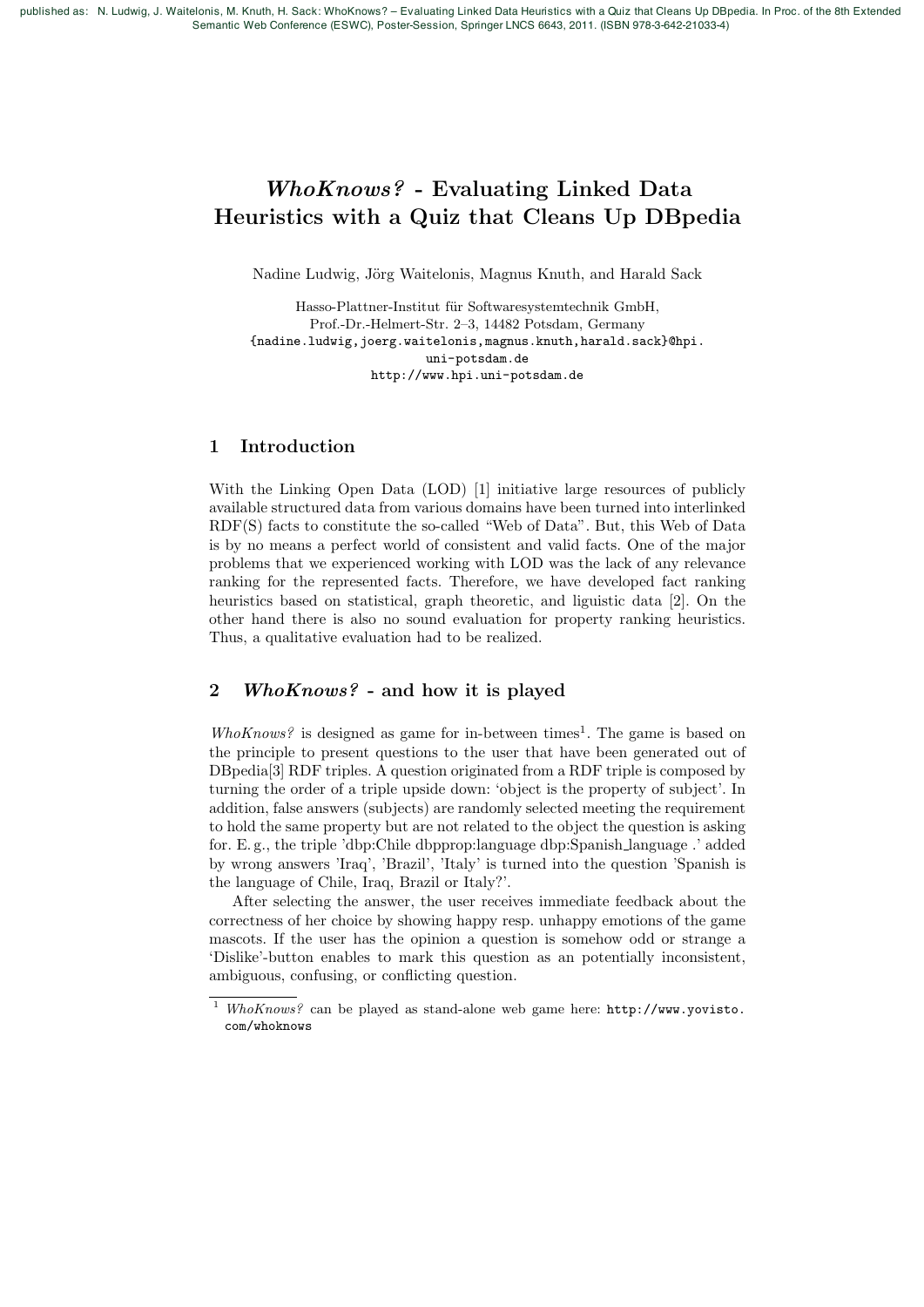published as: N. Ludwig, J. Waitelonis, M. Knuth, H. Sack: WhoKnows? – Evaluating Linked Data Heuristics with a Quiz that Cleans Up DBpedia. In Proc. of the 8th Extended Semantic Web Conference (ESWC), Poster-Session, Springer LNCS 6643, 2011. (ISBN 978-3-642-21033-4)

# *WhoKnows?* - Evaluating Linked Data Heuristics with a Quiz that Cleans Up DBpedia

Nadine Ludwig, Jörg Waitelonis, Magnus Knuth, and Harald Sack

Hasso-Plattner-Institut für Softwaresystemtechnik GmbH,
Prof.-Dr.-Helmert-Str. 2–3, 14482 Potsdam, Germany
{nadine.ludwig,joerg.waitelonis,magnus.knuth,harald.sack}@hpi.uni-potsdam.de
http://www.hpi.uni-potsdam.de

## 1 Introduction

With the Linking Open Data (LOD) [1] initiative large resources of publicly available structured data from various domains have been turned into interlinked RDF(S) facts to constitute the so-called "Web of Data". But, this Web of Data is by no means a perfect world of consistent and valid facts. One of the major problems that we experienced working with LOD was the lack of any relevance ranking for the represented facts. Therefore, we have developed fact ranking heuristics based on statistical, graph theoretic, and liguistic data [2]. On the other hand there is also no sound evaluation for property ranking heuristics. Thus, a qualitative evaluation had to be realized.

## 2 *WhoKnows?* - and how it is played

*WhoKnows?* is designed as game for in-between times[1]. The game is based on the principle to present questions to the user that have been generated out of DBpedia[3] RDF triples. A question originated from a RDF triple is composed by turning the order of a triple upside down: 'object is the property of subject'. In addition, false answers (subjects) are randomly selected meeting the requirement to hold the same property but are not related to the object the question is asking for. E. g., the triple 'dbp:Chile dbpprop:language dbp:Spanish_language .' added by wrong answers 'Iraq', 'Brazil', 'Italy' is turned into the question 'Spanish is the language of Chile, Iraq, Brazil or Italy?'.

After selecting the answer, the user receives immediate feedback about the correctness of her choice by showing happy resp. unhappy emotions of the game mascots. If the user has the opinion a question is somehow odd or strange a 'Dislike'-button enables to mark this question as an potentially inconsistent, ambiguous, confusing, or conflicting question.

[1] *WhoKnows?* can be played as stand-alone web game here: http://www.yovisto.com/whoknows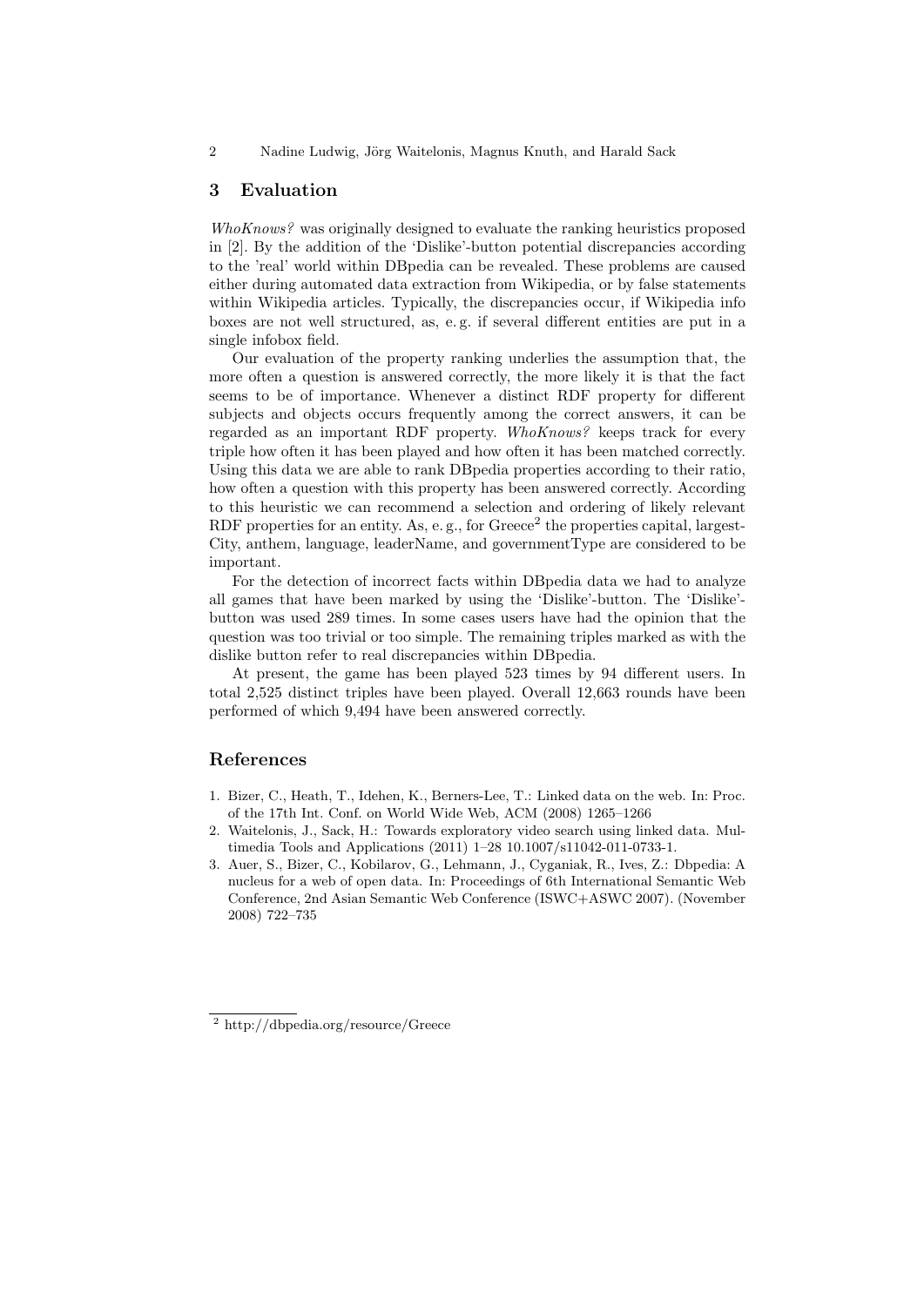## 3 Evaluation

*WhoKnows?* was originally designed to evaluate the ranking heuristics proposed in [2]. By the addition of the 'Dislike'-button potential discrepancies according to the 'real' world within DBpedia can be revealed. These problems are caused either during automated data extraction from Wikipedia, or by false statements within Wikipedia articles. Typically, the discrepancies occur, if Wikipedia info boxes are not well structured, as, e. g. if several different entities are put in a single infobox field.

Our evaluation of the property ranking underlies the assumption that, the more often a question is answered correctly, the more likely it is that the fact seems to be of importance. Whenever a distinct RDF property for different subjects and objects occurs frequently among the correct answers, it can be regarded as an important RDF property. *WhoKnows?* keeps track for every triple how often it has been played and how often it has been matched correctly. Using this data we are able to rank DBpedia properties according to their ratio, how often a question with this property has been answered correctly. According to this heuristic we can recommend a selection and ordering of likely relevant RDF properties for an entity. As, e. g., for Greece[2] the properties capital, largest-City, anthem, language, leaderName, and governmentType are considered to be important.

For the detection of incorrect facts within DBpedia data we had to analyze all games that have been marked by using the 'Dislike'-button. The 'Dislike'-button was used 289 times. In some cases users have had the opinion that the question was too trivial or too simple. The remaining triples marked as with the dislike button refer to real discrepancies within DBpedia.

At present, the game has been played 523 times by 94 different users. In total 2,525 distinct triples have been played. Overall 12,663 rounds have been performed of which 9,494 have been answered correctly.

## References

1. Bizer, C., Heath, T., Idehen, K., Berners-Lee, T.: Linked data on the web. In: Proc. of the 17th Int. Conf. on World Wide Web, ACM (2008) 1265–1266
2. Waitelonis, J., Sack, H.: Towards exploratory video search using linked data. Multimedia Tools and Applications (2011) 1–28 10.1007/s11042-011-0733-1.
3. Auer, S., Bizer, C., Kobilarov, G., Lehmann, J., Cyganiak, R., Ives, Z.: Dbpedia: A nucleus for a web of open data. In: Proceedings of 6th International Semantic Web Conference, 2nd Asian Semantic Web Conference (ISWC+ASWC 2007). (November 2008) 722–735

[2] http://dbpedia.org/resource/Greece